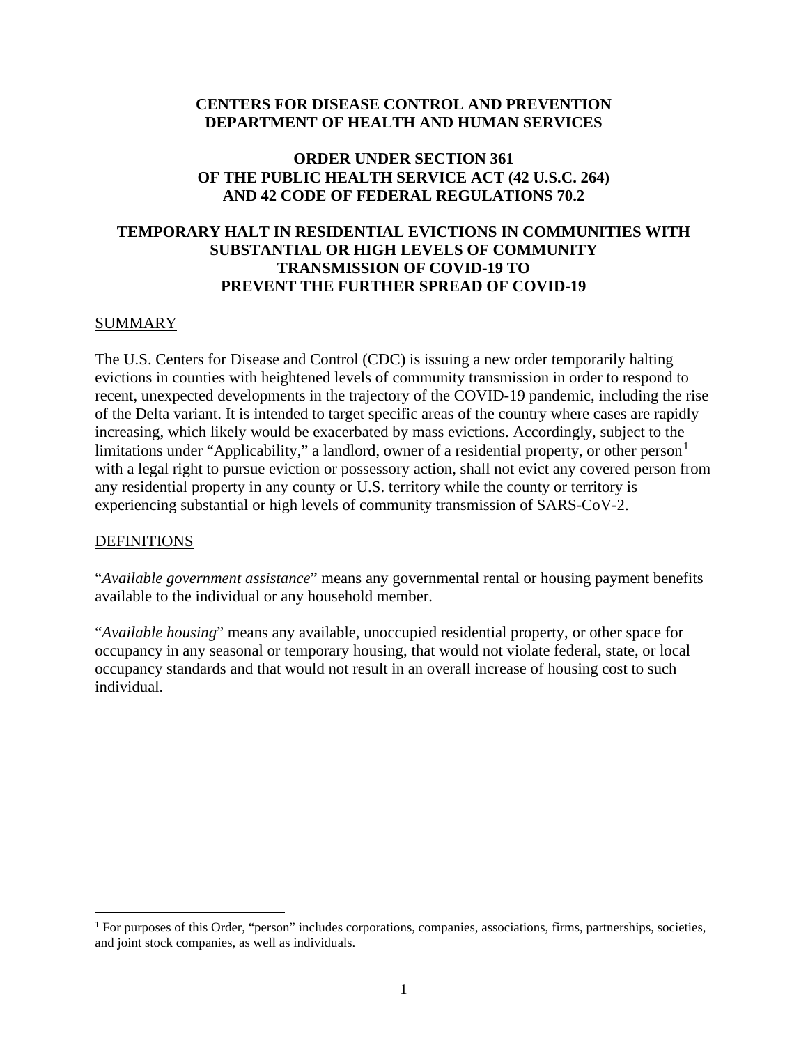**CENTERS FOR DISEASE CONTROL AND PREVENTION**
**DEPARTMENT OF HEALTH AND HUMAN SERVICES**

# ORDER UNDER SECTION 361 OF THE PUBLIC HEALTH SERVICE ACT (42 U.S.C. 264) AND 42 CODE OF FEDERAL REGULATIONS 70.2

# TEMPORARY HALT IN RESIDENTIAL EVICTIONS IN COMMUNITIES WITH SUBSTANTIAL OR HIGH LEVELS OF COMMUNITY TRANSMISSION OF COVID-19 TO PREVENT THE FURTHER SPREAD OF COVID-19

## SUMMARY

The U.S. Centers for Disease and Control (CDC) is issuing a new order temporarily halting evictions in counties with heightened levels of community transmission in order to respond to recent, unexpected developments in the trajectory of the COVID-19 pandemic, including the rise of the Delta variant. It is intended to target specific areas of the country where cases are rapidly increasing, which likely would be exacerbated by mass evictions. Accordingly, subject to the limitations under "Applicability," a landlord, owner of a residential property, or other person[1] with a legal right to pursue eviction or possessory action, shall not evict any covered person from any residential property in any county or U.S. territory while the county or territory is experiencing substantial or high levels of community transmission of SARS-CoV-2.

## DEFINITIONS

"*Available government assistance*" means any governmental rental or housing payment benefits available to the individual or any household member.

"*Available housing*" means any available, unoccupied residential property, or other space for occupancy in any seasonal or temporary housing, that would not violate federal, state, or local occupancy standards and that would not result in an overall increase of housing cost to such individual.

[1] For purposes of this Order, "person" includes corporations, companies, associations, firms, partnerships, societies, and joint stock companies, as well as individuals.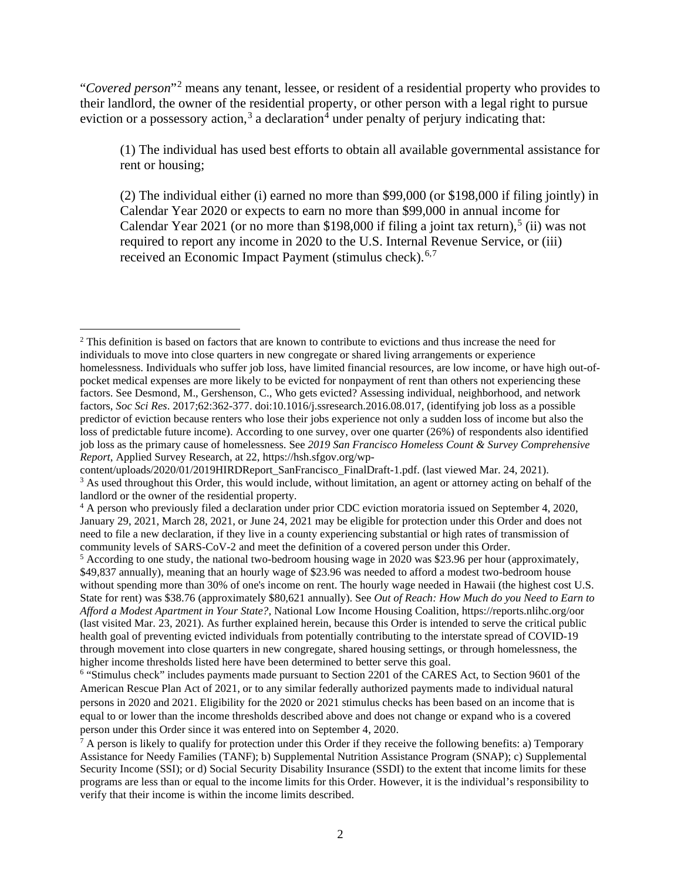"*Covered person*"[2] means any tenant, lessee, or resident of a residential property who provides to their landlord, the owner of the residential property, or other person with a legal right to pursue eviction or a possessory action,[3] a declaration[4] under penalty of perjury indicating that:

> (1) The individual has used best efforts to obtain all available governmental assistance for rent or housing;
>
> (2) The individual either (i) earned no more than $99,000 (or $198,000 if filing jointly) in Calendar Year 2020 or expects to earn no more than $99,000 in annual income for Calendar Year 2021 (or no more than $198,000 if filing a joint tax return),[5] (ii) was not required to report any income in 2020 to the U.S. Internal Revenue Service, or (iii) received an Economic Impact Payment (stimulus check).[6,7]

---

[2] This definition is based on factors that are known to contribute to evictions and thus increase the need for individuals to move into close quarters in new congregate or shared living arrangements or experience homelessness. Individuals who suffer job loss, have limited financial resources, are low income, or have high out-of-pocket medical expenses are more likely to be evicted for nonpayment of rent than others not experiencing these factors. See Desmond, M., Gershenson, C., Who gets evicted? Assessing individual, neighborhood, and network factors, *Soc Sci Res*. 2017;62:362-377. doi:10.1016/j.ssresearch.2016.08.017, (identifying job loss as a possible predictor of eviction because renters who lose their jobs experience not only a sudden loss of income but also the loss of predictable future income). According to one survey, over one quarter (26%) of respondents also identified job loss as the primary cause of homelessness. See *2019 San Francisco Homeless Count & Survey Comprehensive Report*, Applied Survey Research, at 22, https://hsh.sfgov.org/wp-content/uploads/2020/01/2019HIRDReport_SanFrancisco_FinalDraft-1.pdf. (last viewed Mar. 24, 2021).

[3] As used throughout this Order, this would include, without limitation, an agent or attorney acting on behalf of the landlord or the owner of the residential property.

[4] A person who previously filed a declaration under prior CDC eviction moratoria issued on September 4, 2020, January 29, 2021, March 28, 2021, or June 24, 2021 may be eligible for protection under this Order and does not need to file a new declaration, if they live in a county experiencing substantial or high rates of transmission of community levels of SARS-CoV-2 and meet the definition of a covered person under this Order.

[5] According to one study, the national two-bedroom housing wage in 2020 was $23.96 per hour (approximately, $49,837 annually), meaning that an hourly wage of $23.96 was needed to afford a modest two-bedroom house without spending more than 30% of one's income on rent. The hourly wage needed in Hawaii (the highest cost U.S. State for rent) was $38.76 (approximately $80,621 annually). See *Out of Reach: How Much do you Need to Earn to Afford a Modest Apartment in Your State?*, National Low Income Housing Coalition, https://reports.nlihc.org/oor (last visited Mar. 23, 2021). As further explained herein, because this Order is intended to serve the critical public health goal of preventing evicted individuals from potentially contributing to the interstate spread of COVID-19 through movement into close quarters in new congregate, shared housing settings, or through homelessness, the higher income thresholds listed here have been determined to better serve this goal.

[6] "Stimulus check" includes payments made pursuant to Section 2201 of the CARES Act, to Section 9601 of the American Rescue Plan Act of 2021, or to any similar federally authorized payments made to individual natural persons in 2020 and 2021. Eligibility for the 2020 or 2021 stimulus checks has been based on an income that is equal to or lower than the income thresholds described above and does not change or expand who is a covered person under this Order since it was entered into on September 4, 2020.

[7] A person is likely to qualify for protection under this Order if they receive the following benefits: a) Temporary Assistance for Needy Families (TANF); b) Supplemental Nutrition Assistance Program (SNAP); c) Supplemental Security Income (SSI); or d) Social Security Disability Insurance (SSDI) to the extent that income limits for these programs are less than or equal to the income limits for this Order. However, it is the individual's responsibility to verify that their income is within the income limits described.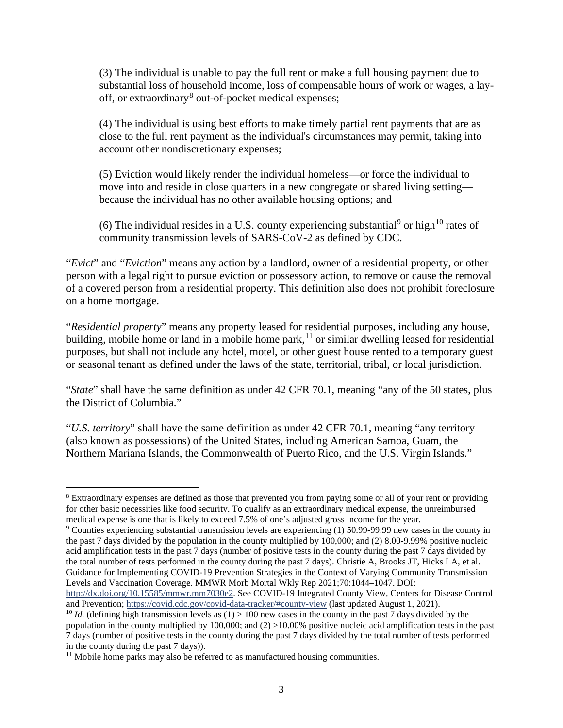(3) The individual is unable to pay the full rent or make a full housing payment due to substantial loss of household income, loss of compensable hours of work or wages, a lay-off, or extraordinary[8] out-of-pocket medical expenses;

(4) The individual is using best efforts to make timely partial rent payments that are as close to the full rent payment as the individual's circumstances may permit, taking into account other nondiscretionary expenses;

(5) Eviction would likely render the individual homeless—or force the individual to move into and reside in close quarters in a new congregate or shared living setting—because the individual has no other available housing options; and

(6) The individual resides in a U.S. county experiencing substantial[9] or high[10] rates of community transmission levels of SARS-CoV-2 as defined by CDC.

"*Evict*" and "*Eviction*" means any action by a landlord, owner of a residential property, or other person with a legal right to pursue eviction or possessory action, to remove or cause the removal of a covered person from a residential property. This definition also does not prohibit foreclosure on a home mortgage.

"*Residential property*" means any property leased for residential purposes, including any house, building, mobile home or land in a mobile home park,[11] or similar dwelling leased for residential purposes, but shall not include any hotel, motel, or other guest house rented to a temporary guest or seasonal tenant as defined under the laws of the state, territorial, tribal, or local jurisdiction.

"*State*" shall have the same definition as under 42 CFR 70.1, meaning "any of the 50 states, plus the District of Columbia."

"*U.S. territory*" shall have the same definition as under 42 CFR 70.1, meaning "any territory (also known as possessions) of the United States, including American Samoa, Guam, the Northern Mariana Islands, the Commonwealth of Puerto Rico, and the U.S. Virgin Islands."

---

[8] Extraordinary expenses are defined as those that prevented you from paying some or all of your rent or providing for other basic necessities like food security. To qualify as an extraordinary medical expense, the unreimbursed medical expense is one that is likely to exceed 7.5% of one's adjusted gross income for the year.

[9] Counties experiencing substantial transmission levels are experiencing (1) 50.99-99.99 new cases in the county in the past 7 days divided by the population in the county multiplied by 100,000; and (2) 8.00-9.99% positive nucleic acid amplification tests in the past 7 days (number of positive tests in the county during the past 7 days divided by the total number of tests performed in the county during the past 7 days). Christie A, Brooks JT, Hicks LA, et al. Guidance for Implementing COVID-19 Prevention Strategies in the Context of Varying Community Transmission Levels and Vaccination Coverage. MMWR Morb Mortal Wkly Rep 2021;70:1044–1047. DOI: http://dx.doi.org/10.15585/mmwr.mm7030e2. See COVID-19 Integrated County View, Centers for Disease Control and Prevention; https://covid.cdc.gov/covid-data-tracker/#county-view (last updated August 1, 2021).

[10] *Id.* (defining high transmission levels as (1) $\geq$ 100 new cases in the county in the past 7 days divided by the population in the county multiplied by 100,000; and (2) $\geq$10.00% positive nucleic acid amplification tests in the past 7 days (number of positive tests in the county during the past 7 days divided by the total number of tests performed in the county during the past 7 days)).

[11] Mobile home parks may also be referred to as manufactured housing communities.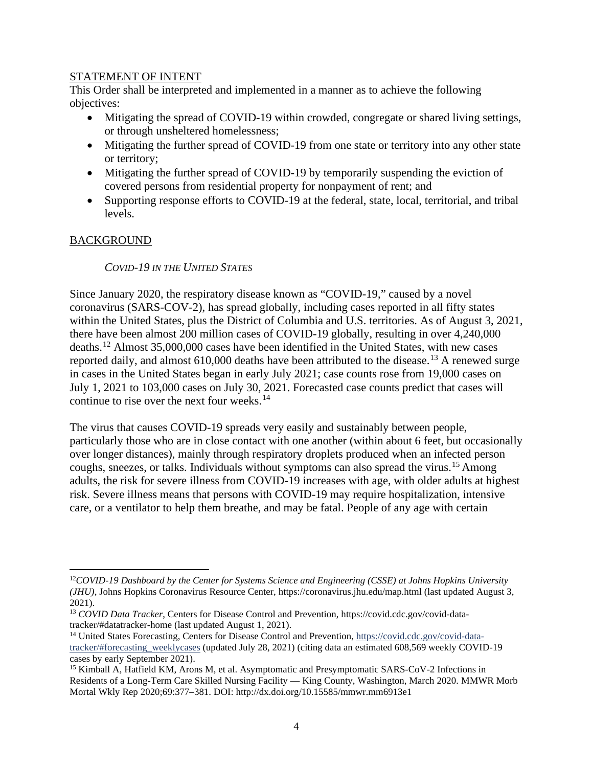## STATEMENT OF INTENT

This Order shall be interpreted and implemented in a manner as to achieve the following objectives:

- Mitigating the spread of COVID-19 within crowded, congregate or shared living settings, or through unsheltered homelessness;
- Mitigating the further spread of COVID-19 from one state or territory into any other state or territory;
- Mitigating the further spread of COVID-19 by temporarily suspending the eviction of covered persons from residential property for nonpayment of rent; and
- Supporting response efforts to COVID-19 at the federal, state, local, territorial, and tribal levels.

## BACKGROUND

### *COVID-19 IN THE UNITED STATES*

Since January 2020, the respiratory disease known as "COVID-19," caused by a novel coronavirus (SARS-COV-2), has spread globally, including cases reported in all fifty states within the United States, plus the District of Columbia and U.S. territories. As of August 3, 2021, there have been almost 200 million cases of COVID-19 globally, resulting in over 4,240,000 deaths.[12] Almost 35,000,000 cases have been identified in the United States, with new cases reported daily, and almost 610,000 deaths have been attributed to the disease.[13] A renewed surge in cases in the United States began in early July 2021; case counts rose from 19,000 cases on July 1, 2021 to 103,000 cases on July 30, 2021. Forecasted case counts predict that cases will continue to rise over the next four weeks.[14]

The virus that causes COVID-19 spreads very easily and sustainably between people, particularly those who are in close contact with one another (within about 6 feet, but occasionally over longer distances), mainly through respiratory droplets produced when an infected person coughs, sneezes, or talks. Individuals without symptoms can also spread the virus.[15] Among adults, the risk for severe illness from COVID-19 increases with age, with older adults at highest risk. Severe illness means that persons with COVID-19 may require hospitalization, intensive care, or a ventilator to help them breathe, and may be fatal. People of any age with certain

---

[12] *COVID-19 Dashboard by the Center for Systems Science and Engineering (CSSE) at Johns Hopkins University (JHU)*, Johns Hopkins Coronavirus Resource Center, https://coronavirus.jhu.edu/map.html (last updated August 3, 2021).

[13] *COVID Data Tracker*, Centers for Disease Control and Prevention, https://covid.cdc.gov/covid-data-tracker/#datatracker-home (last updated August 1, 2021).

[14] United States Forecasting, Centers for Disease Control and Prevention, https://covid.cdc.gov/covid-data-tracker/#forecasting_weeklycases (updated July 28, 2021) (citing data an estimated 608,569 weekly COVID-19 cases by early September 2021).

[15] Kimball A, Hatfield KM, Arons M, et al. Asymptomatic and Presymptomatic SARS-CoV-2 Infections in Residents of a Long-Term Care Skilled Nursing Facility — King County, Washington, March 2020. MMWR Morb Mortal Wkly Rep 2020;69:377–381. DOI: http://dx.doi.org/10.15585/mmwr.mm6913e1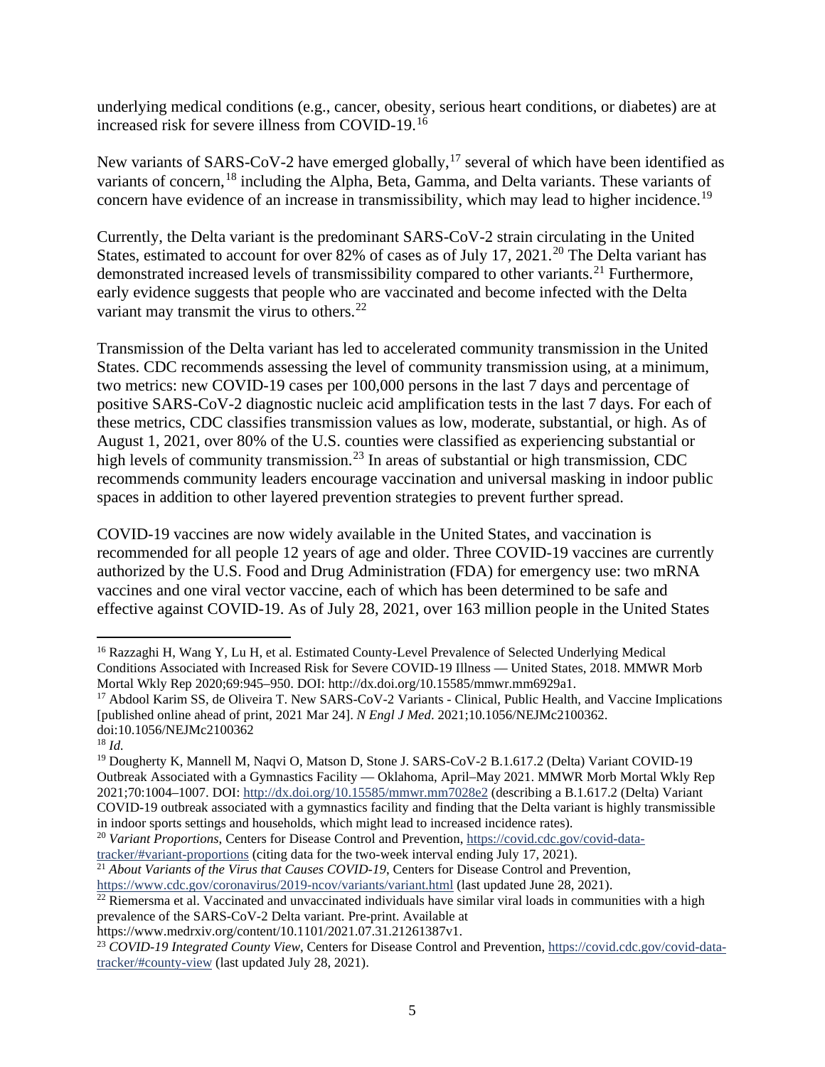underlying medical conditions (e.g., cancer, obesity, serious heart conditions, or diabetes) are at increased risk for severe illness from COVID-19.[16]

New variants of SARS-CoV-2 have emerged globally,[17] several of which have been identified as variants of concern,[18] including the Alpha, Beta, Gamma, and Delta variants. These variants of concern have evidence of an increase in transmissibility, which may lead to higher incidence.[19]

Currently, the Delta variant is the predominant SARS-CoV-2 strain circulating in the United States, estimated to account for over 82% of cases as of July 17, 2021.[20] The Delta variant has demonstrated increased levels of transmissibility compared to other variants.[21] Furthermore, early evidence suggests that people who are vaccinated and become infected with the Delta variant may transmit the virus to others.[22]

Transmission of the Delta variant has led to accelerated community transmission in the United States. CDC recommends assessing the level of community transmission using, at a minimum, two metrics: new COVID-19 cases per 100,000 persons in the last 7 days and percentage of positive SARS-CoV-2 diagnostic nucleic acid amplification tests in the last 7 days. For each of these metrics, CDC classifies transmission values as low, moderate, substantial, or high. As of August 1, 2021, over 80% of the U.S. counties were classified as experiencing substantial or high levels of community transmission.[23] In areas of substantial or high transmission, CDC recommends community leaders encourage vaccination and universal masking in indoor public spaces in addition to other layered prevention strategies to prevent further spread.

COVID-19 vaccines are now widely available in the United States, and vaccination is recommended for all people 12 years of age and older. Three COVID-19 vaccines are currently authorized by the U.S. Food and Drug Administration (FDA) for emergency use: two mRNA vaccines and one viral vector vaccine, each of which has been determined to be safe and effective against COVID-19. As of July 28, 2021, over 163 million people in the United States

---

[16] Razzaghi H, Wang Y, Lu H, et al. Estimated County-Level Prevalence of Selected Underlying Medical Conditions Associated with Increased Risk for Severe COVID-19 Illness — United States, 2018. MMWR Morb Mortal Wkly Rep 2020;69:945–950. DOI: http://dx.doi.org/10.15585/mmwr.mm6929a1.

[17] Abdool Karim SS, de Oliveira T. New SARS-CoV-2 Variants - Clinical, Public Health, and Vaccine Implications [published online ahead of print, 2021 Mar 24]. *N Engl J Med*. 2021;10.1056/NEJMc2100362. doi:10.1056/NEJMc2100362

[18] *Id.*

[19] Dougherty K, Mannell M, Naqvi O, Matson D, Stone J. SARS-CoV-2 B.1.617.2 (Delta) Variant COVID-19 Outbreak Associated with a Gymnastics Facility — Oklahoma, April–May 2021. MMWR Morb Mortal Wkly Rep 2021;70:1004–1007. DOI: http://dx.doi.org/10.15585/mmwr.mm7028e2 (describing a B.1.617.2 (Delta) Variant COVID-19 outbreak associated with a gymnastics facility and finding that the Delta variant is highly transmissible in indoor sports settings and households, which might lead to increased incidence rates).

[20] *Variant Proportions*, Centers for Disease Control and Prevention, https://covid.cdc.gov/covid-data-tracker/#variant-proportions (citing data for the two-week interval ending July 17, 2021).

[21] *About Variants of the Virus that Causes COVID-19*, Centers for Disease Control and Prevention, https://www.cdc.gov/coronavirus/2019-ncov/variants/variant.html (last updated June 28, 2021).

[22] Riemersma et al. Vaccinated and unvaccinated individuals have similar viral loads in communities with a high prevalence of the SARS-CoV-2 Delta variant. Pre-print. Available at https://www.medrxiv.org/content/10.1101/2021.07.31.21261387v1.

[23] *COVID-19 Integrated County View*, Centers for Disease Control and Prevention, https://covid.cdc.gov/covid-data-tracker/#county-view (last updated July 28, 2021).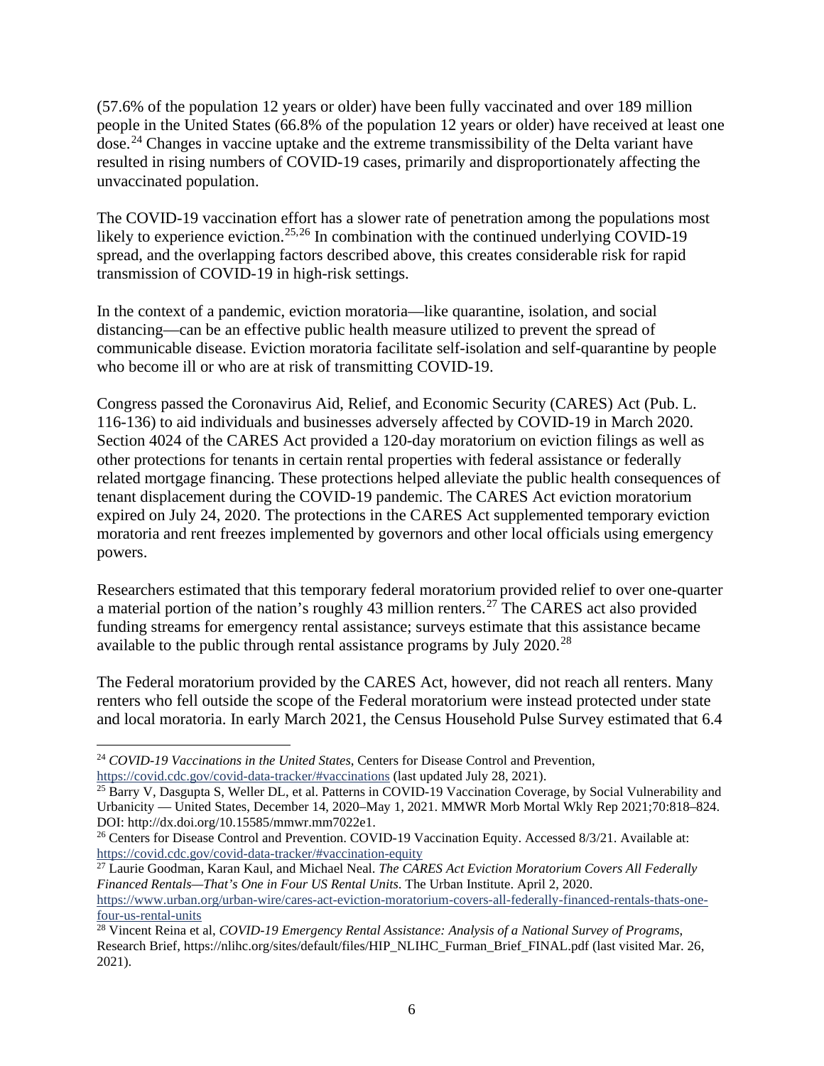(57.6% of the population 12 years or older) have been fully vaccinated and over 189 million people in the United States (66.8% of the population 12 years or older) have received at least one dose.[24] Changes in vaccine uptake and the extreme transmissibility of the Delta variant have resulted in rising numbers of COVID-19 cases, primarily and disproportionately affecting the unvaccinated population.

The COVID-19 vaccination effort has a slower rate of penetration among the populations most likely to experience eviction.[25,26] In combination with the continued underlying COVID-19 spread, and the overlapping factors described above, this creates considerable risk for rapid transmission of COVID-19 in high-risk settings.

In the context of a pandemic, eviction moratoria—like quarantine, isolation, and social distancing—can be an effective public health measure utilized to prevent the spread of communicable disease. Eviction moratoria facilitate self-isolation and self-quarantine by people who become ill or who are at risk of transmitting COVID-19.

Congress passed the Coronavirus Aid, Relief, and Economic Security (CARES) Act (Pub. L. 116-136) to aid individuals and businesses adversely affected by COVID-19 in March 2020. Section 4024 of the CARES Act provided a 120-day moratorium on eviction filings as well as other protections for tenants in certain rental properties with federal assistance or federally related mortgage financing. These protections helped alleviate the public health consequences of tenant displacement during the COVID-19 pandemic. The CARES Act eviction moratorium expired on July 24, 2020. The protections in the CARES Act supplemented temporary eviction moratoria and rent freezes implemented by governors and other local officials using emergency powers.

Researchers estimated that this temporary federal moratorium provided relief to over one-quarter a material portion of the nation's roughly 43 million renters.[27] The CARES act also provided funding streams for emergency rental assistance; surveys estimate that this assistance became available to the public through rental assistance programs by July 2020.[28]

The Federal moratorium provided by the CARES Act, however, did not reach all renters. Many renters who fell outside the scope of the Federal moratorium were instead protected under state and local moratoria. In early March 2021, the Census Household Pulse Survey estimated that 6.4

---

[24] *COVID-19 Vaccinations in the United States*, Centers for Disease Control and Prevention, https://covid.cdc.gov/covid-data-tracker/#vaccinations (last updated July 28, 2021).

[25] Barry V, Dasgupta S, Weller DL, et al. Patterns in COVID-19 Vaccination Coverage, by Social Vulnerability and Urbanicity — United States, December 14, 2020–May 1, 2021. MMWR Morb Mortal Wkly Rep 2021;70:818–824. DOI: http://dx.doi.org/10.15585/mmwr.mm7022e1.

[26] Centers for Disease Control and Prevention. COVID-19 Vaccination Equity. Accessed 8/3/21. Available at: https://covid.cdc.gov/covid-data-tracker/#vaccination-equity

[27] Laurie Goodman, Karan Kaul, and Michael Neal. *The CARES Act Eviction Moratorium Covers All Federally Financed Rentals—That's One in Four US Rental Units*. The Urban Institute. April 2, 2020. https://www.urban.org/urban-wire/cares-act-eviction-moratorium-covers-all-federally-financed-rentals-thats-one-four-us-rental-units

[28] Vincent Reina et al, *COVID-19 Emergency Rental Assistance: Analysis of a National Survey of Programs*, Research Brief, https://nlihc.org/sites/default/files/HIP_NLIHC_Furman_Brief_FINAL.pdf (last visited Mar. 26, 2021).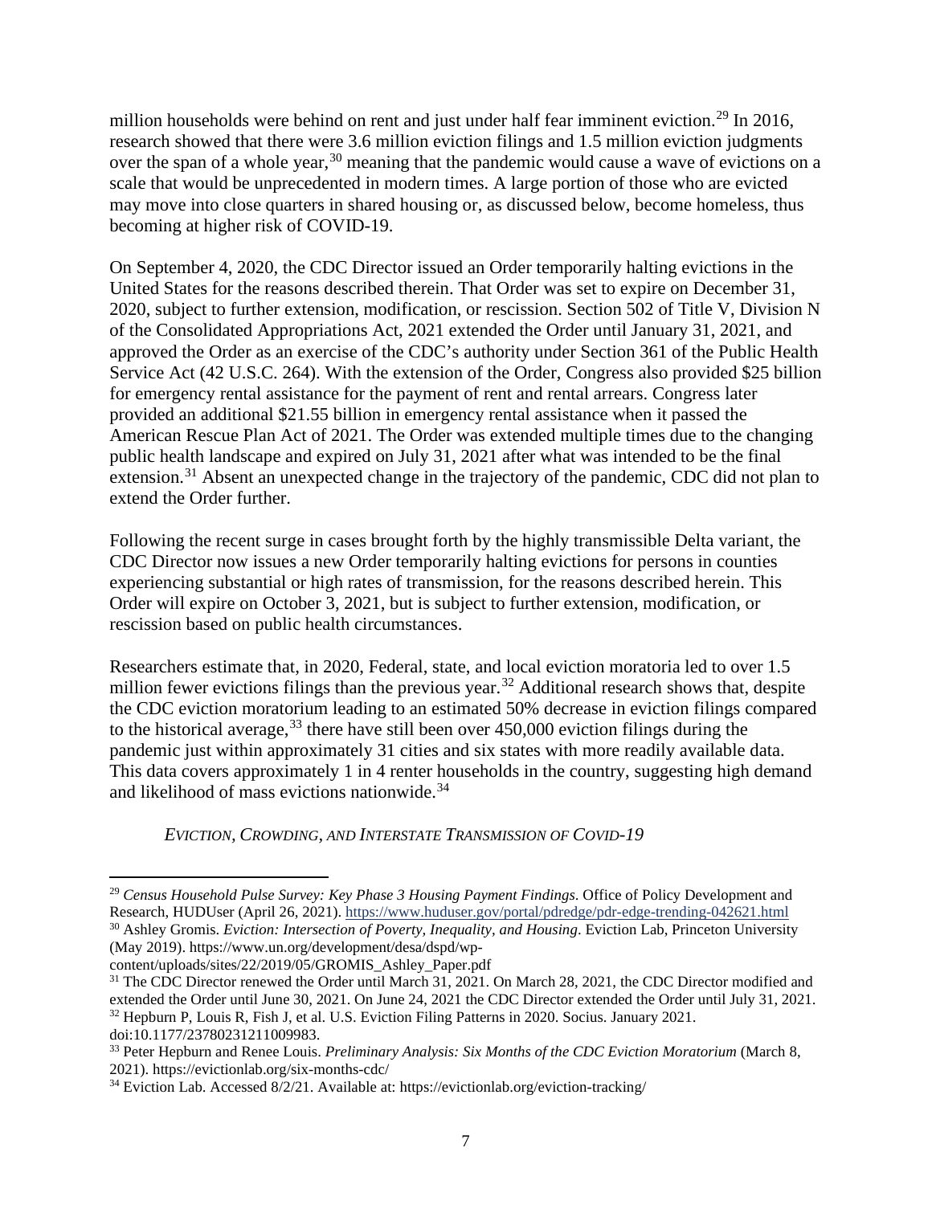million households were behind on rent and just under half fear imminent eviction.[29] In 2016, research showed that there were 3.6 million eviction filings and 1.5 million eviction judgments over the span of a whole year,[30] meaning that the pandemic would cause a wave of evictions on a scale that would be unprecedented in modern times. A large portion of those who are evicted may move into close quarters in shared housing or, as discussed below, become homeless, thus becoming at higher risk of COVID-19.

On September 4, 2020, the CDC Director issued an Order temporarily halting evictions in the United States for the reasons described therein. That Order was set to expire on December 31, 2020, subject to further extension, modification, or rescission. Section 502 of Title V, Division N of the Consolidated Appropriations Act, 2021 extended the Order until January 31, 2021, and approved the Order as an exercise of the CDC's authority under Section 361 of the Public Health Service Act (42 U.S.C. 264). With the extension of the Order, Congress also provided $25 billion for emergency rental assistance for the payment of rent and rental arrears. Congress later provided an additional $21.55 billion in emergency rental assistance when it passed the American Rescue Plan Act of 2021. The Order was extended multiple times due to the changing public health landscape and expired on July 31, 2021 after what was intended to be the final extension.[31] Absent an unexpected change in the trajectory of the pandemic, CDC did not plan to extend the Order further.

Following the recent surge in cases brought forth by the highly transmissible Delta variant, the CDC Director now issues a new Order temporarily halting evictions for persons in counties experiencing substantial or high rates of transmission, for the reasons described herein. This Order will expire on October 3, 2021, but is subject to further extension, modification, or rescission based on public health circumstances.

Researchers estimate that, in 2020, Federal, state, and local eviction moratoria led to over 1.5 million fewer evictions filings than the previous year.[32] Additional research shows that, despite the CDC eviction moratorium leading to an estimated 50% decrease in eviction filings compared to the historical average,[33] there have still been over 450,000 eviction filings during the pandemic just within approximately 31 cities and six states with more readily available data. This data covers approximately 1 in 4 renter households in the country, suggesting high demand and likelihood of mass evictions nationwide.[34]

*EVICTION, CROWDING, AND INTERSTATE TRANSMISSION OF COVID-19*

---

[29] *Census Household Pulse Survey: Key Phase 3 Housing Payment Findings*. Office of Policy Development and Research, HUDUser (April 26, 2021). https://www.huduser.gov/portal/pdredge/pdr-edge-trending-042621.html

[30] Ashley Gromis. *Eviction: Intersection of Poverty, Inequality, and Housing*. Eviction Lab, Princeton University (May 2019). https://www.un.org/development/desa/dspd/wp-content/uploads/sites/22/2019/05/GROMIS_Ashley_Paper.pdf

[31] The CDC Director renewed the Order until March 31, 2021. On March 28, 2021, the CDC Director modified and extended the Order until June 30, 2021. On June 24, 2021 the CDC Director extended the Order until July 31, 2021.

[32] Hepburn P, Louis R, Fish J, et al. U.S. Eviction Filing Patterns in 2020. Socius. January 2021. doi:10.1177/23780231211009983.

[33] Peter Hepburn and Renee Louis. *Preliminary Analysis: Six Months of the CDC Eviction Moratorium* (March 8, 2021). https://evictionlab.org/six-months-cdc/

[34] Eviction Lab. Accessed 8/2/21. Available at: https://evictionlab.org/eviction-tracking/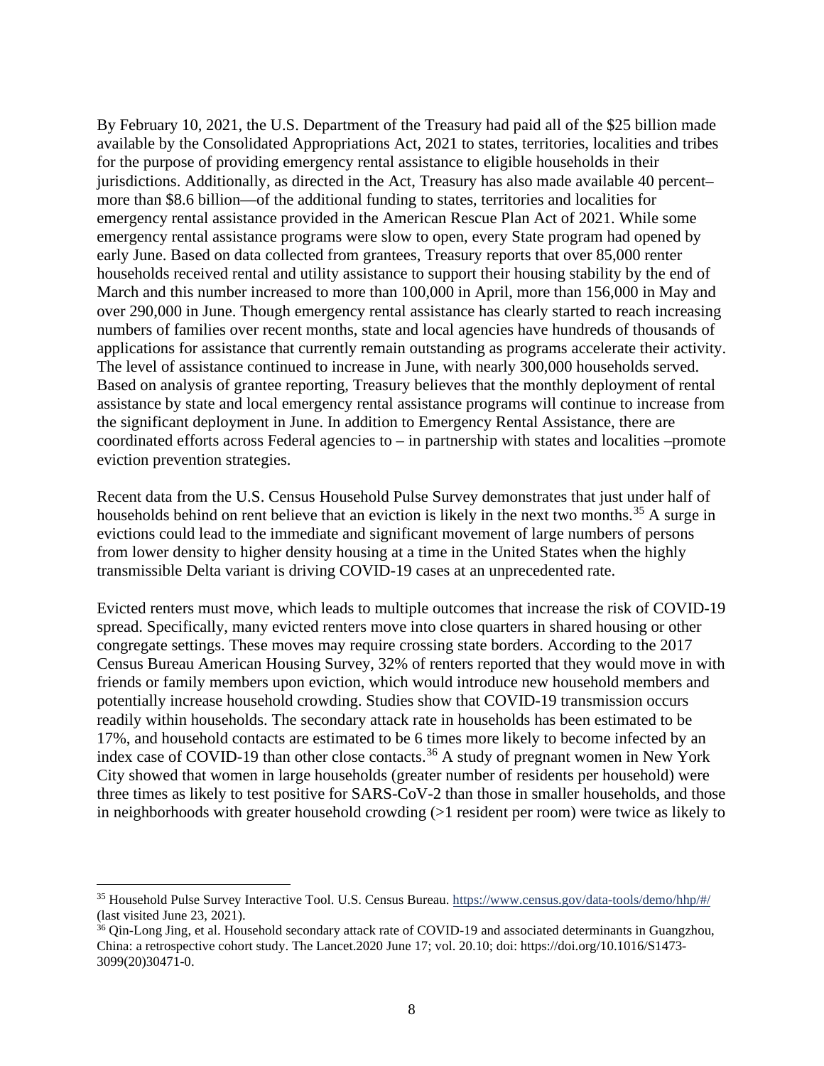By February 10, 2021, the U.S. Department of the Treasury had paid all of the $25 billion made available by the Consolidated Appropriations Act, 2021 to states, territories, localities and tribes for the purpose of providing emergency rental assistance to eligible households in their jurisdictions. Additionally, as directed in the Act, Treasury has also made available 40 percent–more than $8.6 billion—of the additional funding to states, territories and localities for emergency rental assistance provided in the American Rescue Plan Act of 2021. While some emergency rental assistance programs were slow to open, every State program had opened by early June. Based on data collected from grantees, Treasury reports that over 85,000 renter households received rental and utility assistance to support their housing stability by the end of March and this number increased to more than 100,000 in April, more than 156,000 in May and over 290,000 in June. Though emergency rental assistance has clearly started to reach increasing numbers of families over recent months, state and local agencies have hundreds of thousands of applications for assistance that currently remain outstanding as programs accelerate their activity. The level of assistance continued to increase in June, with nearly 300,000 households served. Based on analysis of grantee reporting, Treasury believes that the monthly deployment of rental assistance by state and local emergency rental assistance programs will continue to increase from the significant deployment in June. In addition to Emergency Rental Assistance, there are coordinated efforts across Federal agencies to – in partnership with states and localities –promote eviction prevention strategies.

Recent data from the U.S. Census Household Pulse Survey demonstrates that just under half of households behind on rent believe that an eviction is likely in the next two months.[35] A surge in evictions could lead to the immediate and significant movement of large numbers of persons from lower density to higher density housing at a time in the United States when the highly transmissible Delta variant is driving COVID-19 cases at an unprecedented rate.

Evicted renters must move, which leads to multiple outcomes that increase the risk of COVID-19 spread. Specifically, many evicted renters move into close quarters in shared housing or other congregate settings. These moves may require crossing state borders. According to the 2017 Census Bureau American Housing Survey, 32% of renters reported that they would move in with friends or family members upon eviction, which would introduce new household members and potentially increase household crowding. Studies show that COVID-19 transmission occurs readily within households. The secondary attack rate in households has been estimated to be 17%, and household contacts are estimated to be 6 times more likely to become infected by an index case of COVID-19 than other close contacts.[36] A study of pregnant women in New York City showed that women in large households (greater number of residents per household) were three times as likely to test positive for SARS-CoV-2 than those in smaller households, and those in neighborhoods with greater household crowding (>1 resident per room) were twice as likely to

---

[35] Household Pulse Survey Interactive Tool. U.S. Census Bureau. https://www.census.gov/data-tools/demo/hhp/#/ (last visited June 23, 2021).

[36] Qin-Long Jing, et al. Household secondary attack rate of COVID-19 and associated determinants in Guangzhou, China: a retrospective cohort study. The Lancet.2020 June 17; vol. 20.10; doi: https://doi.org/10.1016/S1473-3099(20)30471-0.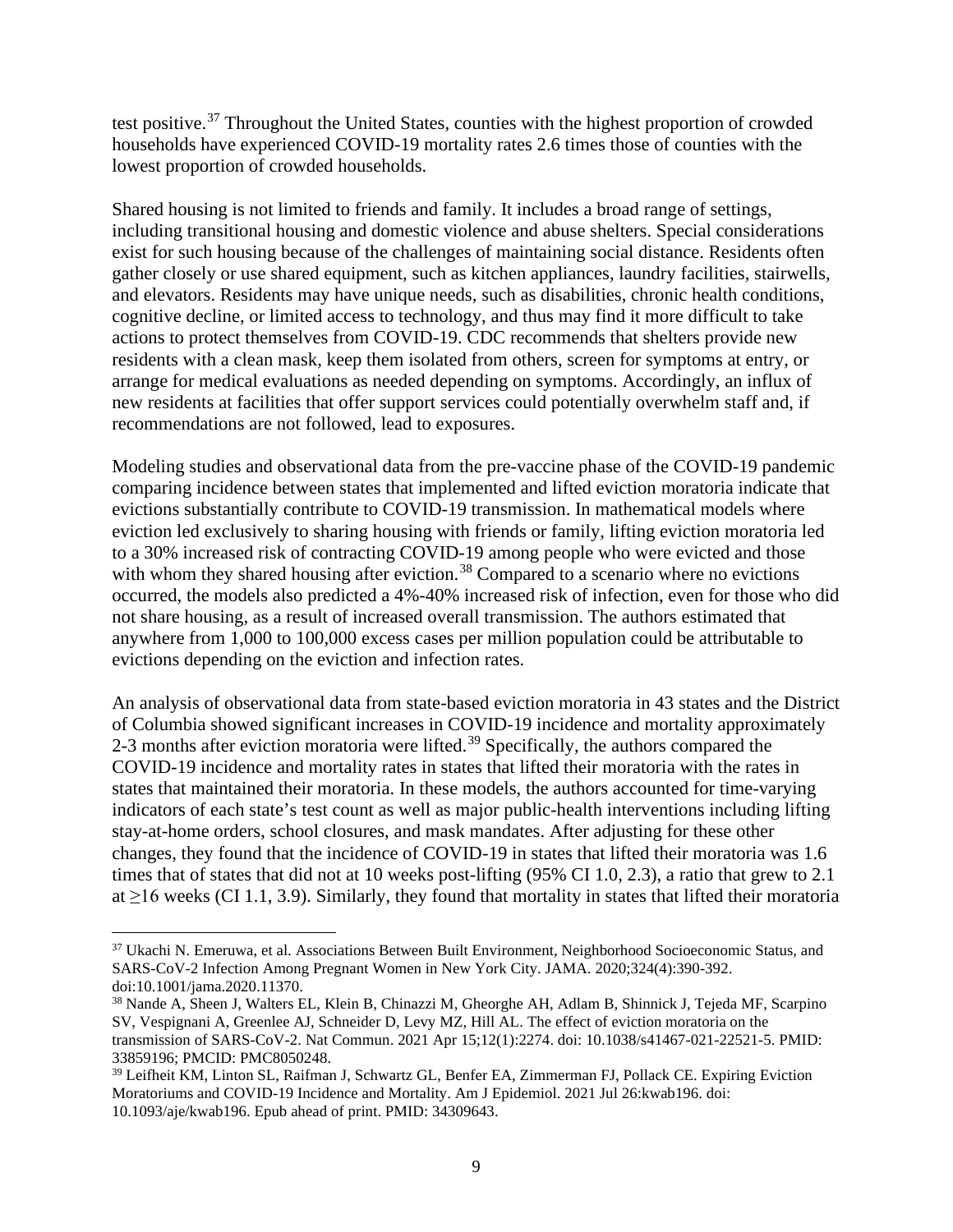test positive.[37] Throughout the United States, counties with the highest proportion of crowded households have experienced COVID-19 mortality rates 2.6 times those of counties with the lowest proportion of crowded households.

Shared housing is not limited to friends and family. It includes a broad range of settings, including transitional housing and domestic violence and abuse shelters. Special considerations exist for such housing because of the challenges of maintaining social distance. Residents often gather closely or use shared equipment, such as kitchen appliances, laundry facilities, stairwells, and elevators. Residents may have unique needs, such as disabilities, chronic health conditions, cognitive decline, or limited access to technology, and thus may find it more difficult to take actions to protect themselves from COVID-19. CDC recommends that shelters provide new residents with a clean mask, keep them isolated from others, screen for symptoms at entry, or arrange for medical evaluations as needed depending on symptoms. Accordingly, an influx of new residents at facilities that offer support services could potentially overwhelm staff and, if recommendations are not followed, lead to exposures.

Modeling studies and observational data from the pre-vaccine phase of the COVID-19 pandemic comparing incidence between states that implemented and lifted eviction moratoria indicate that evictions substantially contribute to COVID-19 transmission. In mathematical models where eviction led exclusively to sharing housing with friends or family, lifting eviction moratoria led to a 30% increased risk of contracting COVID-19 among people who were evicted and those with whom they shared housing after eviction.[38] Compared to a scenario where no evictions occurred, the models also predicted a 4%-40% increased risk of infection, even for those who did not share housing, as a result of increased overall transmission. The authors estimated that anywhere from 1,000 to 100,000 excess cases per million population could be attributable to evictions depending on the eviction and infection rates.

An analysis of observational data from state-based eviction moratoria in 43 states and the District of Columbia showed significant increases in COVID-19 incidence and mortality approximately 2-3 months after eviction moratoria were lifted.[39] Specifically, the authors compared the COVID-19 incidence and mortality rates in states that lifted their moratoria with the rates in states that maintained their moratoria. In these models, the authors accounted for time-varying indicators of each state's test count as well as major public-health interventions including lifting stay-at-home orders, school closures, and mask mandates. After adjusting for these other changes, they found that the incidence of COVID-19 in states that lifted their moratoria was 1.6 times that of states that did not at 10 weeks post-lifting (95% CI 1.0, 2.3), a ratio that grew to 2.1 at ≥16 weeks (CI 1.1, 3.9). Similarly, they found that mortality in states that lifted their moratoria

---

[37] Ukachi N. Emeruwa, et al. Associations Between Built Environment, Neighborhood Socioeconomic Status, and SARS-CoV-2 Infection Among Pregnant Women in New York City. JAMA. 2020;324(4):390-392. doi:10.1001/jama.2020.11370.

[38] Nande A, Sheen J, Walters EL, Klein B, Chinazzi M, Gheorghe AH, Adlam B, Shinnick J, Tejeda MF, Scarpino SV, Vespignani A, Greenlee AJ, Schneider D, Levy MZ, Hill AL. The effect of eviction moratoria on the transmission of SARS-CoV-2. Nat Commun. 2021 Apr 15;12(1):2274. doi: 10.1038/s41467-021-22521-5. PMID: 33859196; PMCID: PMC8050248.

[39] Leifheit KM, Linton SL, Raifman J, Schwartz GL, Benfer EA, Zimmerman FJ, Pollack CE. Expiring Eviction Moratoriums and COVID-19 Incidence and Mortality. Am J Epidemiol. 2021 Jul 26:kwab196. doi: 10.1093/aje/kwab196. Epub ahead of print. PMID: 34309643.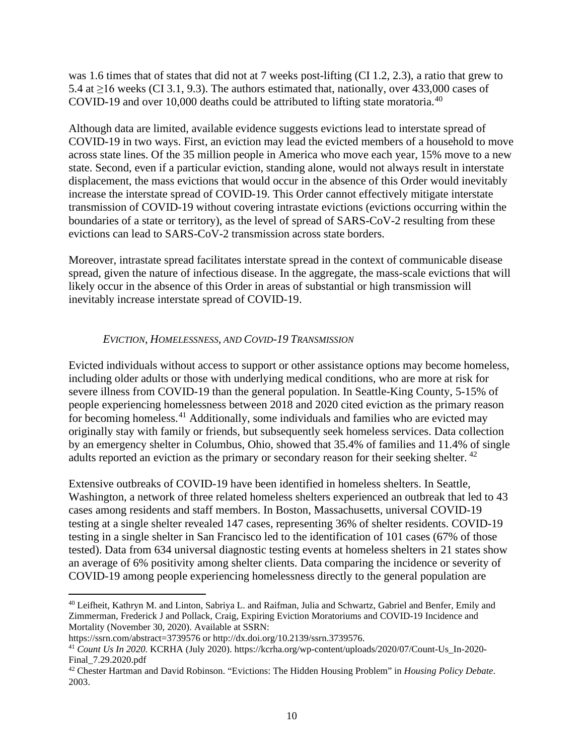was 1.6 times that of states that did not at 7 weeks post-lifting (CI 1.2, 2.3), a ratio that grew to 5.4 at $\geq$16 weeks (CI 3.1, 9.3). The authors estimated that, nationally, over 433,000 cases of COVID-19 and over 10,000 deaths could be attributed to lifting state moratoria.[40]

Although data are limited, available evidence suggests evictions lead to interstate spread of COVID-19 in two ways. First, an eviction may lead the evicted members of a household to move across state lines. Of the 35 million people in America who move each year, 15% move to a new state. Second, even if a particular eviction, standing alone, would not always result in interstate displacement, the mass evictions that would occur in the absence of this Order would inevitably increase the interstate spread of COVID-19. This Order cannot effectively mitigate interstate transmission of COVID-19 without covering intrastate evictions (evictions occurring within the boundaries of a state or territory), as the level of spread of SARS-CoV-2 resulting from these evictions can lead to SARS-CoV-2 transmission across state borders.

Moreover, intrastate spread facilitates interstate spread in the context of communicable disease spread, given the nature of infectious disease. In the aggregate, the mass-scale evictions that will likely occur in the absence of this Order in areas of substantial or high transmission will inevitably increase interstate spread of COVID-19.

*Eviction, Homelessness, and COVID-19 Transmission*

Evicted individuals without access to support or other assistance options may become homeless, including older adults or those with underlying medical conditions, who are more at risk for severe illness from COVID-19 than the general population. In Seattle-King County, 5-15% of people experiencing homelessness between 2018 and 2020 cited eviction as the primary reason for becoming homeless.[41] Additionally, some individuals and families who are evicted may originally stay with family or friends, but subsequently seek homeless services. Data collection by an emergency shelter in Columbus, Ohio, showed that 35.4% of families and 11.4% of single adults reported an eviction as the primary or secondary reason for their seeking shelter.[42]

Extensive outbreaks of COVID-19 have been identified in homeless shelters. In Seattle, Washington, a network of three related homeless shelters experienced an outbreak that led to 43 cases among residents and staff members. In Boston, Massachusetts, universal COVID-19 testing at a single shelter revealed 147 cases, representing 36% of shelter residents. COVID-19 testing in a single shelter in San Francisco led to the identification of 101 cases (67% of those tested). Data from 634 universal diagnostic testing events at homeless shelters in 21 states show an average of 6% positivity among shelter clients. Data comparing the incidence or severity of COVID-19 among people experiencing homelessness directly to the general population are

---

[40] Leifheit, Kathryn M. and Linton, Sabriya L. and Raifman, Julia and Schwartz, Gabriel and Benfer, Emily and Zimmerman, Frederick J and Pollack, Craig, Expiring Eviction Moratoriums and COVID-19 Incidence and Mortality (November 30, 2020). Available at SSRN: https://ssrn.com/abstract=3739576 or http://dx.doi.org/10.2139/ssrn.3739576.

[41] *Count Us In 2020.* KCRHA (July 2020). https://kcrha.org/wp-content/uploads/2020/07/Count-Us_In-2020-Final_7.29.2020.pdf

[42] Chester Hartman and David Robinson. "Evictions: The Hidden Housing Problem" in *Housing Policy Debate*. 2003.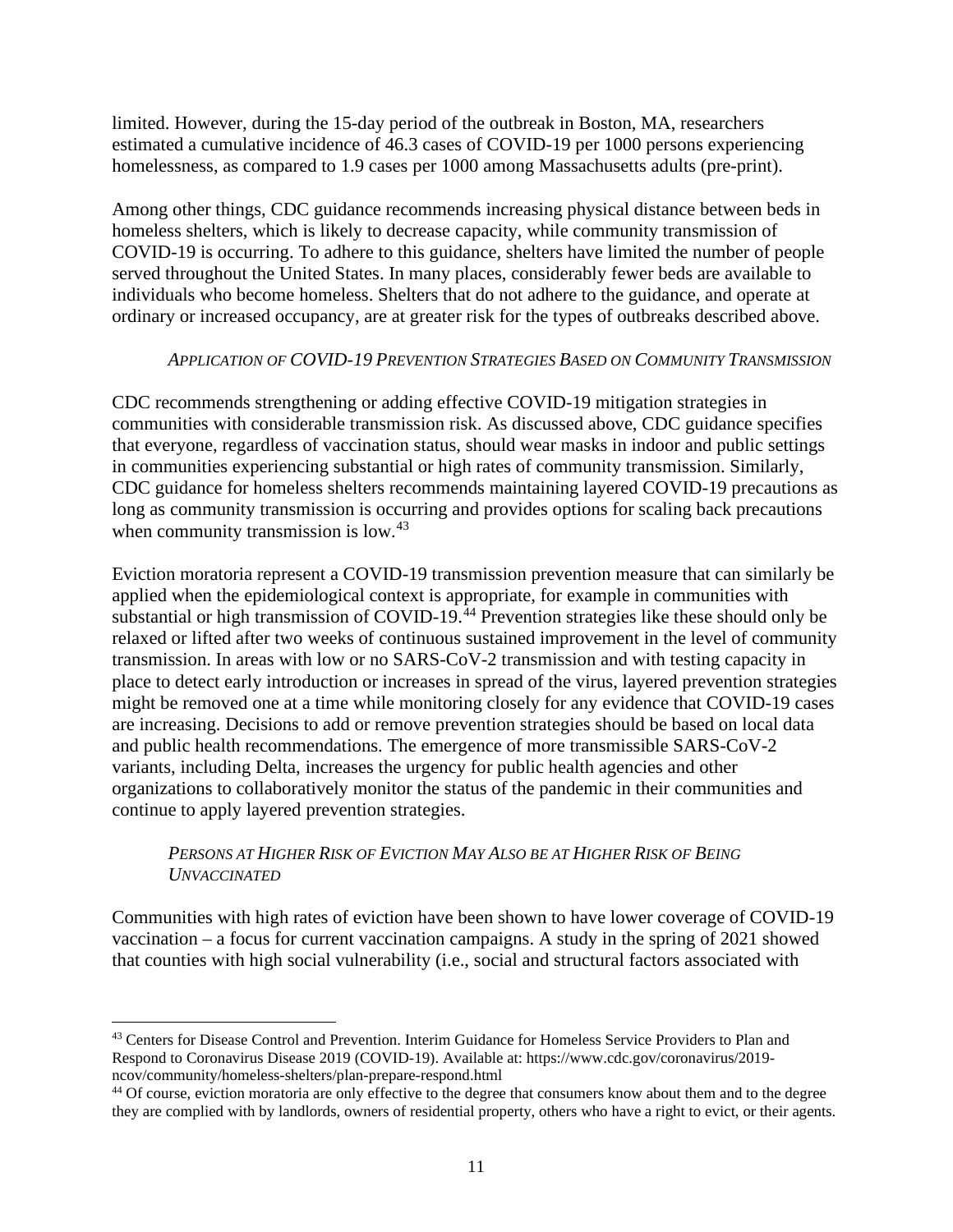limited. However, during the 15-day period of the outbreak in Boston, MA, researchers estimated a cumulative incidence of 46.3 cases of COVID-19 per 1000 persons experiencing homelessness, as compared to 1.9 cases per 1000 among Massachusetts adults (pre-print).

Among other things, CDC guidance recommends increasing physical distance between beds in homeless shelters, which is likely to decrease capacity, while community transmission of COVID-19 is occurring. To adhere to this guidance, shelters have limited the number of people served throughout the United States. In many places, considerably fewer beds are available to individuals who become homeless. Shelters that do not adhere to the guidance, and operate at ordinary or increased occupancy, are at greater risk for the types of outbreaks described above.

### *Application of COVID-19 Prevention Strategies Based on Community Transmission*

CDC recommends strengthening or adding effective COVID-19 mitigation strategies in communities with considerable transmission risk. As discussed above, CDC guidance specifies that everyone, regardless of vaccination status, should wear masks in indoor and public settings in communities experiencing substantial or high rates of community transmission. Similarly, CDC guidance for homeless shelters recommends maintaining layered COVID-19 precautions as long as community transmission is occurring and provides options for scaling back precautions when community transmission is low.[43]

Eviction moratoria represent a COVID-19 transmission prevention measure that can similarly be applied when the epidemiological context is appropriate, for example in communities with substantial or high transmission of COVID-19.[44] Prevention strategies like these should only be relaxed or lifted after two weeks of continuous sustained improvement in the level of community transmission. In areas with low or no SARS-CoV-2 transmission and with testing capacity in place to detect early introduction or increases in spread of the virus, layered prevention strategies might be removed one at a time while monitoring closely for any evidence that COVID-19 cases are increasing. Decisions to add or remove prevention strategies should be based on local data and public health recommendations. The emergence of more transmissible SARS-CoV-2 variants, including Delta, increases the urgency for public health agencies and other organizations to collaboratively monitor the status of the pandemic in their communities and continue to apply layered prevention strategies.

### *Persons at Higher Risk of Eviction May Also be at Higher Risk of Being Unvaccinated*

Communities with high rates of eviction have been shown to have lower coverage of COVID-19 vaccination – a focus for current vaccination campaigns. A study in the spring of 2021 showed that counties with high social vulnerability (i.e., social and structural factors associated with

---

[43] Centers for Disease Control and Prevention. Interim Guidance for Homeless Service Providers to Plan and Respond to Coronavirus Disease 2019 (COVID-19). Available at: https://www.cdc.gov/coronavirus/2019-ncov/community/homeless-shelters/plan-prepare-respond.html

[44] Of course, eviction moratoria are only effective to the degree that consumers know about them and to the degree they are complied with by landlords, owners of residential property, others who have a right to evict, or their agents.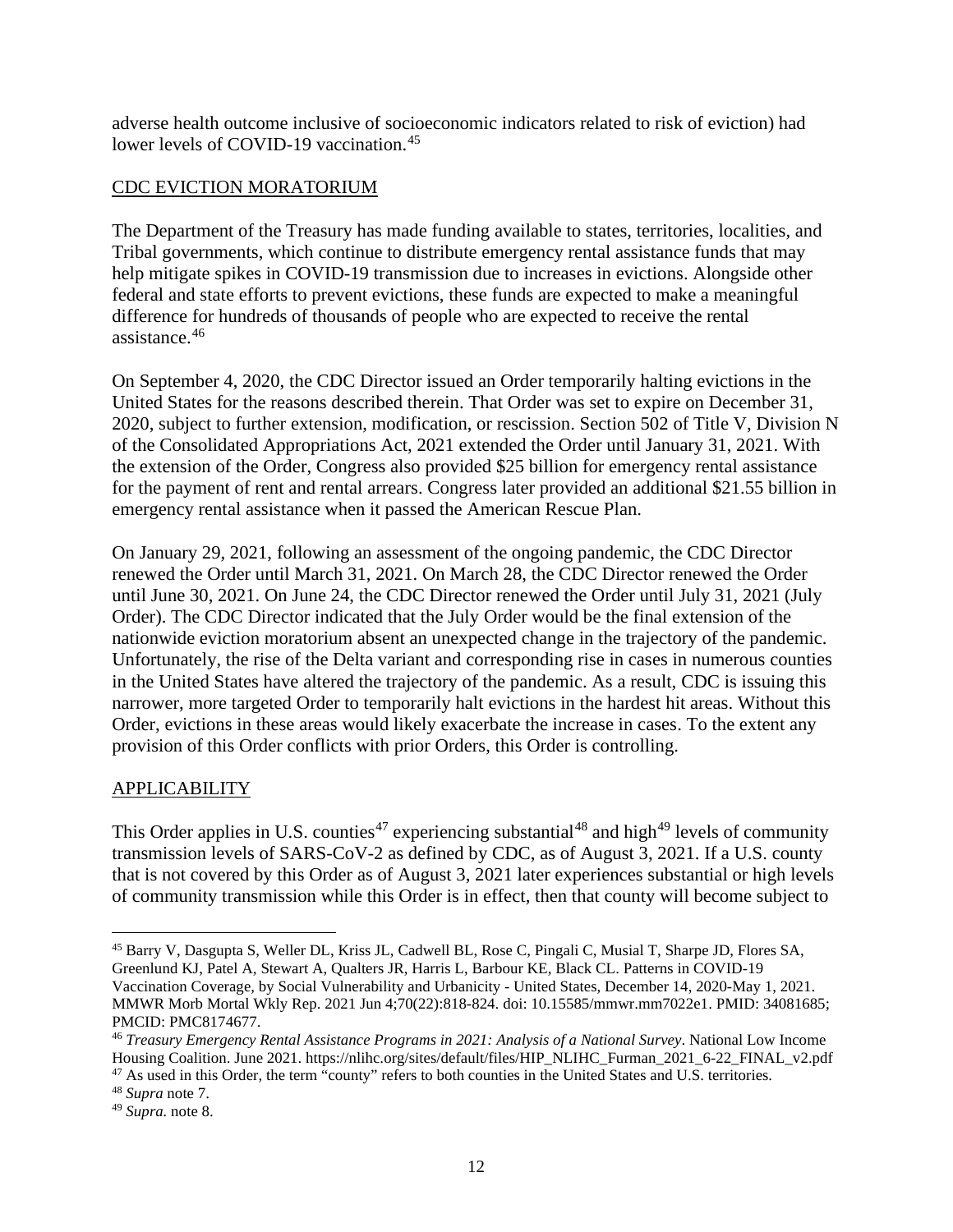adverse health outcome inclusive of socioeconomic indicators related to risk of eviction) had lower levels of COVID-19 vaccination.[45]

## CDC EVICTION MORATORIUM

The Department of the Treasury has made funding available to states, territories, localities, and Tribal governments, which continue to distribute emergency rental assistance funds that may help mitigate spikes in COVID-19 transmission due to increases in evictions. Alongside other federal and state efforts to prevent evictions, these funds are expected to make a meaningful difference for hundreds of thousands of people who are expected to receive the rental assistance.[46]

On September 4, 2020, the CDC Director issued an Order temporarily halting evictions in the United States for the reasons described therein. That Order was set to expire on December 31, 2020, subject to further extension, modification, or rescission. Section 502 of Title V, Division N of the Consolidated Appropriations Act, 2021 extended the Order until January 31, 2021. With the extension of the Order, Congress also provided $25 billion for emergency rental assistance for the payment of rent and rental arrears. Congress later provided an additional $21.55 billion in emergency rental assistance when it passed the American Rescue Plan.

On January 29, 2021, following an assessment of the ongoing pandemic, the CDC Director renewed the Order until March 31, 2021. On March 28, the CDC Director renewed the Order until June 30, 2021. On June 24, the CDC Director renewed the Order until July 31, 2021 (July Order). The CDC Director indicated that the July Order would be the final extension of the nationwide eviction moratorium absent an unexpected change in the trajectory of the pandemic. Unfortunately, the rise of the Delta variant and corresponding rise in cases in numerous counties in the United States have altered the trajectory of the pandemic. As a result, CDC is issuing this narrower, more targeted Order to temporarily halt evictions in the hardest hit areas. Without this Order, evictions in these areas would likely exacerbate the increase in cases. To the extent any provision of this Order conflicts with prior Orders, this Order is controlling.

## APPLICABILITY

This Order applies in U.S. counties[47] experiencing substantial[48] and high[49] levels of community transmission levels of SARS-CoV-2 as defined by CDC, as of August 3, 2021. If a U.S. county that is not covered by this Order as of August 3, 2021 later experiences substantial or high levels of community transmission while this Order is in effect, then that county will become subject to

---

[45] Barry V, Dasgupta S, Weller DL, Kriss JL, Cadwell BL, Rose C, Pingali C, Musial T, Sharpe JD, Flores SA, Greenlund KJ, Patel A, Stewart A, Qualters JR, Harris L, Barbour KE, Black CL. Patterns in COVID-19 Vaccination Coverage, by Social Vulnerability and Urbanicity - United States, December 14, 2020-May 1, 2021. MMWR Morb Mortal Wkly Rep. 2021 Jun 4;70(22):818-824. doi: 10.15585/mmwr.mm7022e1. PMID: 34081685; PMCID: PMC8174677.

[46] *Treasury Emergency Rental Assistance Programs in 2021: Analysis of a National Survey*. National Low Income Housing Coalition. June 2021. https://nlihc.org/sites/default/files/HIP_NLIHC_Furman_2021_6-22_FINAL_v2.pdf

[47] As used in this Order, the term "county" refers to both counties in the United States and U.S. territories.

[48] *Supra* note 7.

[49] *Supra.* note 8.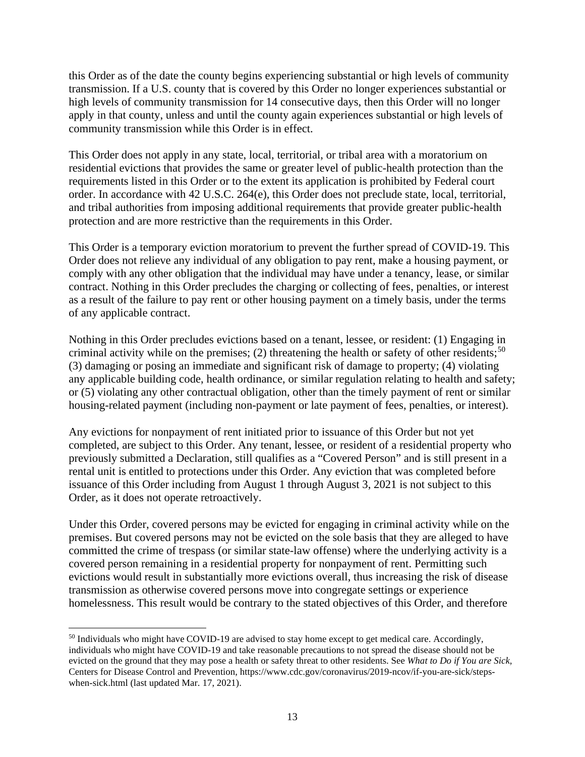this Order as of the date the county begins experiencing substantial or high levels of community transmission. If a U.S. county that is covered by this Order no longer experiences substantial or high levels of community transmission for 14 consecutive days, then this Order will no longer apply in that county, unless and until the county again experiences substantial or high levels of community transmission while this Order is in effect.

This Order does not apply in any state, local, territorial, or tribal area with a moratorium on residential evictions that provides the same or greater level of public-health protection than the requirements listed in this Order or to the extent its application is prohibited by Federal court order. In accordance with 42 U.S.C. 264(e), this Order does not preclude state, local, territorial, and tribal authorities from imposing additional requirements that provide greater public-health protection and are more restrictive than the requirements in this Order.

This Order is a temporary eviction moratorium to prevent the further spread of COVID-19. This Order does not relieve any individual of any obligation to pay rent, make a housing payment, or comply with any other obligation that the individual may have under a tenancy, lease, or similar contract. Nothing in this Order precludes the charging or collecting of fees, penalties, or interest as a result of the failure to pay rent or other housing payment on a timely basis, under the terms of any applicable contract.

Nothing in this Order precludes evictions based on a tenant, lessee, or resident: (1) Engaging in criminal activity while on the premises; (2) threatening the health or safety of other residents;[50] (3) damaging or posing an immediate and significant risk of damage to property; (4) violating any applicable building code, health ordinance, or similar regulation relating to health and safety; or (5) violating any other contractual obligation, other than the timely payment of rent or similar housing-related payment (including non-payment or late payment of fees, penalties, or interest).

Any evictions for nonpayment of rent initiated prior to issuance of this Order but not yet completed, are subject to this Order. Any tenant, lessee, or resident of a residential property who previously submitted a Declaration, still qualifies as a "Covered Person" and is still present in a rental unit is entitled to protections under this Order. Any eviction that was completed before issuance of this Order including from August 1 through August 3, 2021 is not subject to this Order, as it does not operate retroactively.

Under this Order, covered persons may be evicted for engaging in criminal activity while on the premises. But covered persons may not be evicted on the sole basis that they are alleged to have committed the crime of trespass (or similar state-law offense) where the underlying activity is a covered person remaining in a residential property for nonpayment of rent. Permitting such evictions would result in substantially more evictions overall, thus increasing the risk of disease transmission as otherwise covered persons move into congregate settings or experience homelessness. This result would be contrary to the stated objectives of this Order, and therefore

[50] Individuals who might have COVID-19 are advised to stay home except to get medical care. Accordingly, individuals who might have COVID-19 and take reasonable precautions to not spread the disease should not be evicted on the ground that they may pose a health or safety threat to other residents. See *What to Do if You are Sick*, Centers for Disease Control and Prevention, https://www.cdc.gov/coronavirus/2019-ncov/if-you-are-sick/steps-when-sick.html (last updated Mar. 17, 2021).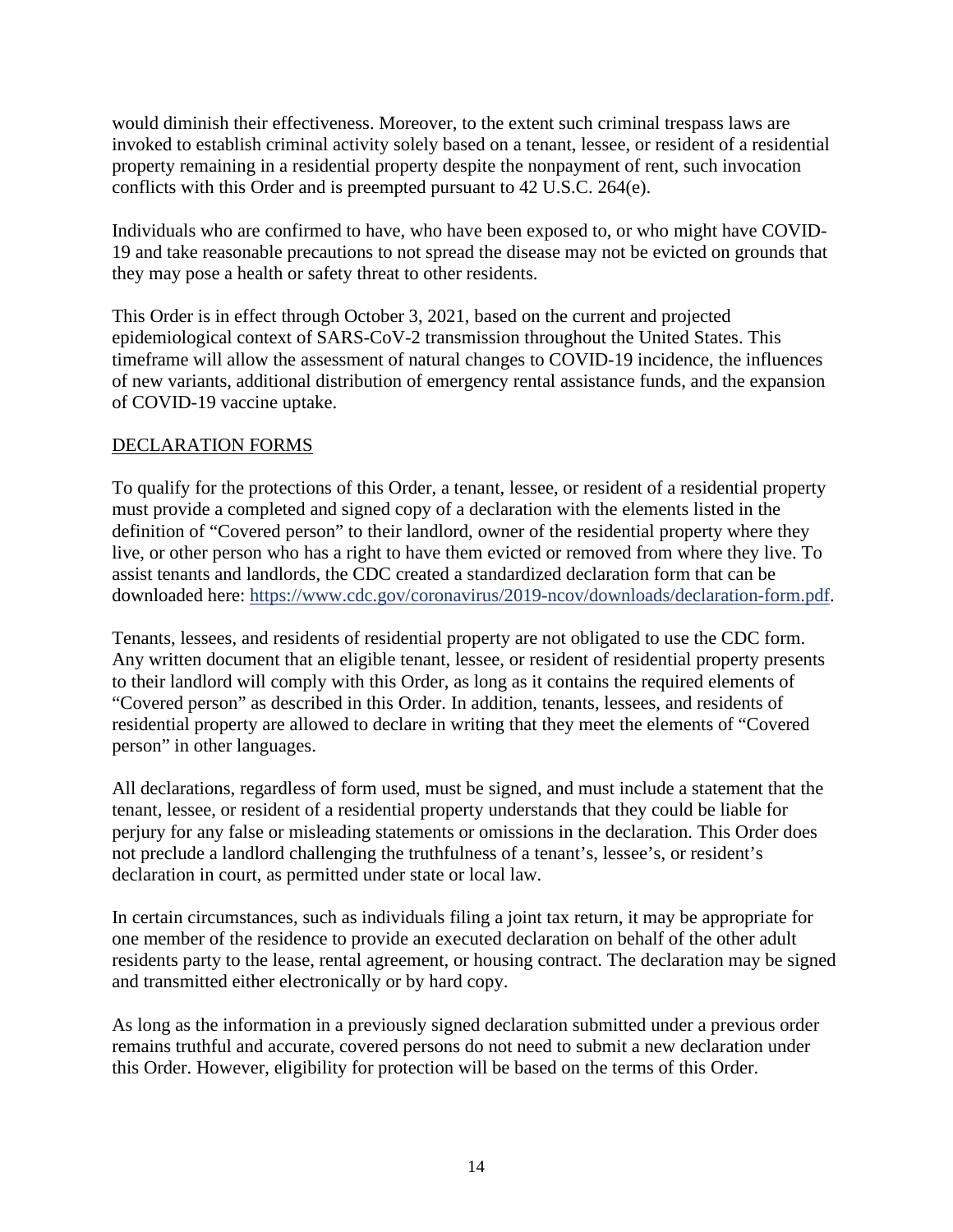would diminish their effectiveness. Moreover, to the extent such criminal trespass laws are invoked to establish criminal activity solely based on a tenant, lessee, or resident of a residential property remaining in a residential property despite the nonpayment of rent, such invocation conflicts with this Order and is preempted pursuant to 42 U.S.C. 264(e).

Individuals who are confirmed to have, who have been exposed to, or who might have COVID-19 and take reasonable precautions to not spread the disease may not be evicted on grounds that they may pose a health or safety threat to other residents.

This Order is in effect through October 3, 2021, based on the current and projected epidemiological context of SARS-CoV-2 transmission throughout the United States. This timeframe will allow the assessment of natural changes to COVID-19 incidence, the influences of new variants, additional distribution of emergency rental assistance funds, and the expansion of COVID-19 vaccine uptake.

## DECLARATION FORMS

To qualify for the protections of this Order, a tenant, lessee, or resident of a residential property must provide a completed and signed copy of a declaration with the elements listed in the definition of "Covered person" to their landlord, owner of the residential property where they live, or other person who has a right to have them evicted or removed from where they live. To assist tenants and landlords, the CDC created a standardized declaration form that can be downloaded here: https://www.cdc.gov/coronavirus/2019-ncov/downloads/declaration-form.pdf.

Tenants, lessees, and residents of residential property are not obligated to use the CDC form. Any written document that an eligible tenant, lessee, or resident of residential property presents to their landlord will comply with this Order, as long as it contains the required elements of "Covered person" as described in this Order. In addition, tenants, lessees, and residents of residential property are allowed to declare in writing that they meet the elements of "Covered person" in other languages.

All declarations, regardless of form used, must be signed, and must include a statement that the tenant, lessee, or resident of a residential property understands that they could be liable for perjury for any false or misleading statements or omissions in the declaration. This Order does not preclude a landlord challenging the truthfulness of a tenant's, lessee's, or resident's declaration in court, as permitted under state or local law.

In certain circumstances, such as individuals filing a joint tax return, it may be appropriate for one member of the residence to provide an executed declaration on behalf of the other adult residents party to the lease, rental agreement, or housing contract. The declaration may be signed and transmitted either electronically or by hard copy.

As long as the information in a previously signed declaration submitted under a previous order remains truthful and accurate, covered persons do not need to submit a new declaration under this Order. However, eligibility for protection will be based on the terms of this Order.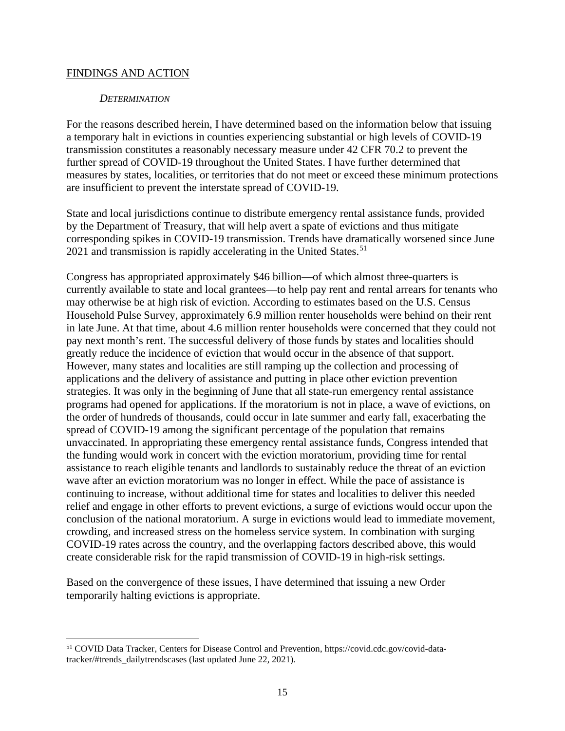## FINDINGS AND ACTION

### *DETERMINATION*

For the reasons described herein, I have determined based on the information below that issuing a temporary halt in evictions in counties experiencing substantial or high levels of COVID-19 transmission constitutes a reasonably necessary measure under 42 CFR 70.2 to prevent the further spread of COVID-19 throughout the United States. I have further determined that measures by states, localities, or territories that do not meet or exceed these minimum protections are insufficient to prevent the interstate spread of COVID-19.

State and local jurisdictions continue to distribute emergency rental assistance funds, provided by the Department of Treasury, that will help avert a spate of evictions and thus mitigate corresponding spikes in COVID-19 transmission. Trends have dramatically worsened since June 2021 and transmission is rapidly accelerating in the United States.[51]

Congress has appropriated approximately $46 billion—of which almost three-quarters is currently available to state and local grantees—to help pay rent and rental arrears for tenants who may otherwise be at high risk of eviction. According to estimates based on the U.S. Census Household Pulse Survey, approximately 6.9 million renter households were behind on their rent in late June. At that time, about 4.6 million renter households were concerned that they could not pay next month's rent. The successful delivery of those funds by states and localities should greatly reduce the incidence of eviction that would occur in the absence of that support. However, many states and localities are still ramping up the collection and processing of applications and the delivery of assistance and putting in place other eviction prevention strategies. It was only in the beginning of June that all state-run emergency rental assistance programs had opened for applications. If the moratorium is not in place, a wave of evictions, on the order of hundreds of thousands, could occur in late summer and early fall, exacerbating the spread of COVID-19 among the significant percentage of the population that remains unvaccinated. In appropriating these emergency rental assistance funds, Congress intended that the funding would work in concert with the eviction moratorium, providing time for rental assistance to reach eligible tenants and landlords to sustainably reduce the threat of an eviction wave after an eviction moratorium was no longer in effect. While the pace of assistance is continuing to increase, without additional time for states and localities to deliver this needed relief and engage in other efforts to prevent evictions, a surge of evictions would occur upon the conclusion of the national moratorium. A surge in evictions would lead to immediate movement, crowding, and increased stress on the homeless service system. In combination with surging COVID-19 rates across the country, and the overlapping factors described above, this would create considerable risk for the rapid transmission of COVID-19 in high-risk settings.

Based on the convergence of these issues, I have determined that issuing a new Order temporarily halting evictions is appropriate.

---

[51] COVID Data Tracker, Centers for Disease Control and Prevention, https://covid.cdc.gov/covid-data-tracker/#trends_dailytrendscases (last updated June 22, 2021).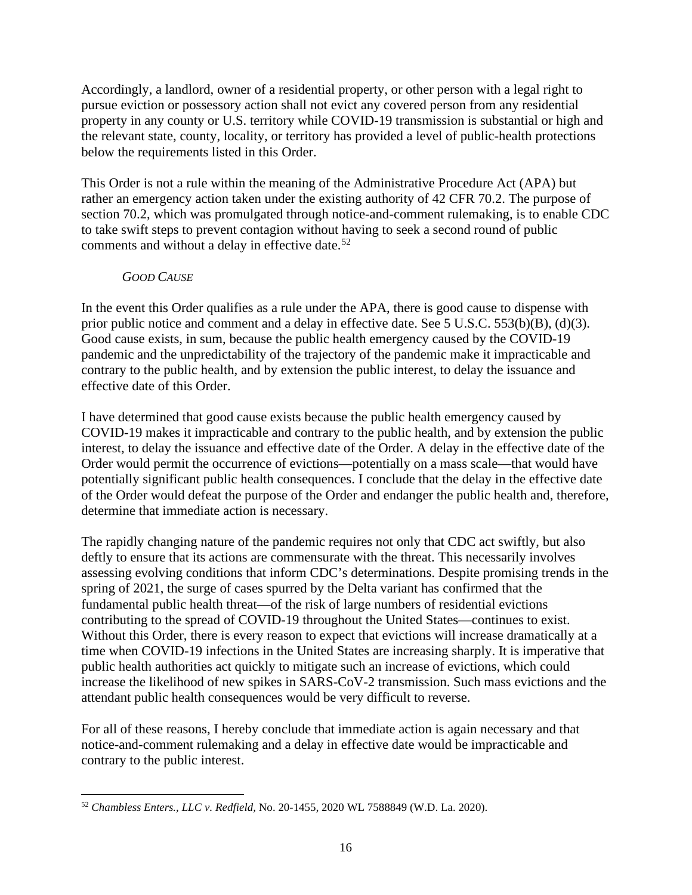Accordingly, a landlord, owner of a residential property, or other person with a legal right to pursue eviction or possessory action shall not evict any covered person from any residential property in any county or U.S. territory while COVID-19 transmission is substantial or high and the relevant state, county, locality, or territory has provided a level of public-health protections below the requirements listed in this Order.

This Order is not a rule within the meaning of the Administrative Procedure Act (APA) but rather an emergency action taken under the existing authority of 42 CFR 70.2. The purpose of section 70.2, which was promulgated through notice-and-comment rulemaking, is to enable CDC to take swift steps to prevent contagion without having to seek a second round of public comments and without a delay in effective date.[52]

*GOOD CAUSE*

In the event this Order qualifies as a rule under the APA, there is good cause to dispense with prior public notice and comment and a delay in effective date. See 5 U.S.C. 553(b)(B), (d)(3). Good cause exists, in sum, because the public health emergency caused by the COVID-19 pandemic and the unpredictability of the trajectory of the pandemic make it impracticable and contrary to the public health, and by extension the public interest, to delay the issuance and effective date of this Order.

I have determined that good cause exists because the public health emergency caused by COVID-19 makes it impracticable and contrary to the public health, and by extension the public interest, to delay the issuance and effective date of the Order. A delay in the effective date of the Order would permit the occurrence of evictions—potentially on a mass scale—that would have potentially significant public health consequences. I conclude that the delay in the effective date of the Order would defeat the purpose of the Order and endanger the public health and, therefore, determine that immediate action is necessary.

The rapidly changing nature of the pandemic requires not only that CDC act swiftly, but also deftly to ensure that its actions are commensurate with the threat. This necessarily involves assessing evolving conditions that inform CDC's determinations. Despite promising trends in the spring of 2021, the surge of cases spurred by the Delta variant has confirmed that the fundamental public health threat—of the risk of large numbers of residential evictions contributing to the spread of COVID-19 throughout the United States—continues to exist. Without this Order, there is every reason to expect that evictions will increase dramatically at a time when COVID-19 infections in the United States are increasing sharply. It is imperative that public health authorities act quickly to mitigate such an increase of evictions, which could increase the likelihood of new spikes in SARS-CoV-2 transmission. Such mass evictions and the attendant public health consequences would be very difficult to reverse.

For all of these reasons, I hereby conclude that immediate action is again necessary and that notice-and-comment rulemaking and a delay in effective date would be impracticable and contrary to the public interest.

---

[52] *Chambless Enters., LLC v. Redfield*, No. 20-1455, 2020 WL 7588849 (W.D. La. 2020).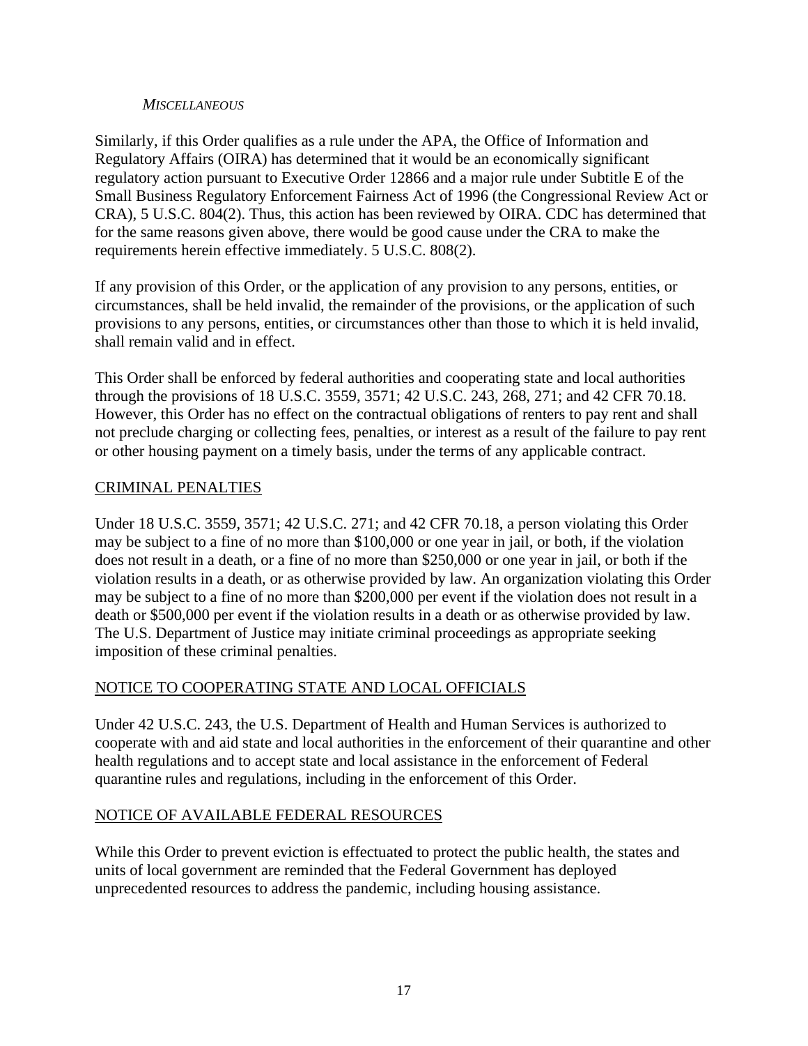*MISCELLANEOUS*

Similarly, if this Order qualifies as a rule under the APA, the Office of Information and Regulatory Affairs (OIRA) has determined that it would be an economically significant regulatory action pursuant to Executive Order 12866 and a major rule under Subtitle E of the Small Business Regulatory Enforcement Fairness Act of 1996 (the Congressional Review Act or CRA), 5 U.S.C. 804(2). Thus, this action has been reviewed by OIRA. CDC has determined that for the same reasons given above, there would be good cause under the CRA to make the requirements herein effective immediately. 5 U.S.C. 808(2).

If any provision of this Order, or the application of any provision to any persons, entities, or circumstances, shall be held invalid, the remainder of the provisions, or the application of such provisions to any persons, entities, or circumstances other than those to which it is held invalid, shall remain valid and in effect.

This Order shall be enforced by federal authorities and cooperating state and local authorities through the provisions of 18 U.S.C. 3559, 3571; 42 U.S.C. 243, 268, 271; and 42 CFR 70.18. However, this Order has no effect on the contractual obligations of renters to pay rent and shall not preclude charging or collecting fees, penalties, or interest as a result of the failure to pay rent or other housing payment on a timely basis, under the terms of any applicable contract.

## CRIMINAL PENALTIES

Under 18 U.S.C. 3559, 3571; 42 U.S.C. 271; and 42 CFR 70.18, a person violating this Order may be subject to a fine of no more than $100,000 or one year in jail, or both, if the violation does not result in a death, or a fine of no more than $250,000 or one year in jail, or both if the violation results in a death, or as otherwise provided by law. An organization violating this Order may be subject to a fine of no more than $200,000 per event if the violation does not result in a death or $500,000 per event if the violation results in a death or as otherwise provided by law. The U.S. Department of Justice may initiate criminal proceedings as appropriate seeking imposition of these criminal penalties.

## NOTICE TO COOPERATING STATE AND LOCAL OFFICIALS

Under 42 U.S.C. 243, the U.S. Department of Health and Human Services is authorized to cooperate with and aid state and local authorities in the enforcement of their quarantine and other health regulations and to accept state and local assistance in the enforcement of Federal quarantine rules and regulations, including in the enforcement of this Order.

## NOTICE OF AVAILABLE FEDERAL RESOURCES

While this Order to prevent eviction is effectuated to protect the public health, the states and units of local government are reminded that the Federal Government has deployed unprecedented resources to address the pandemic, including housing assistance.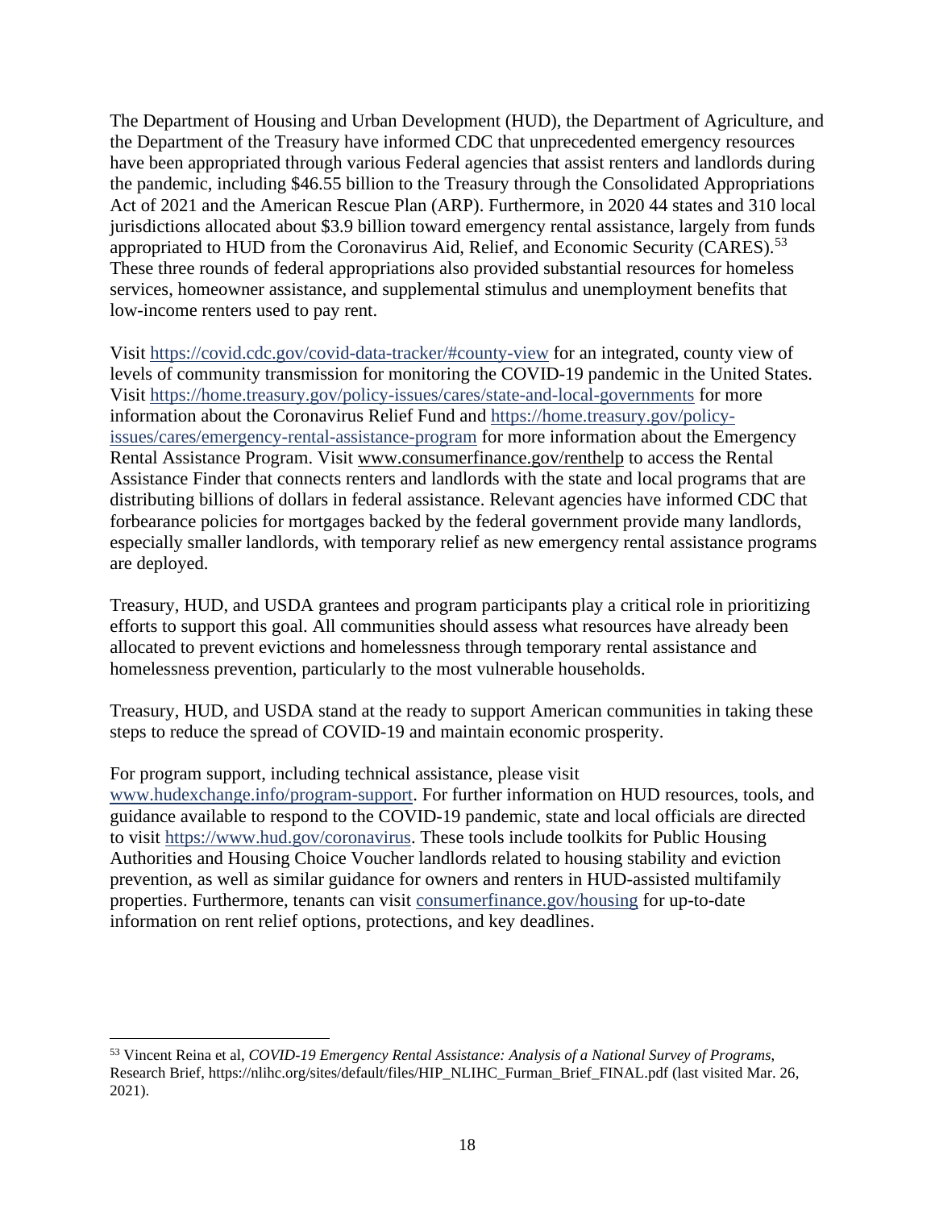The Department of Housing and Urban Development (HUD), the Department of Agriculture, and the Department of the Treasury have informed CDC that unprecedented emergency resources have been appropriated through various Federal agencies that assist renters and landlords during the pandemic, including $46.55 billion to the Treasury through the Consolidated Appropriations Act of 2021 and the American Rescue Plan (ARP). Furthermore, in 2020 44 states and 310 local jurisdictions allocated about $3.9 billion toward emergency rental assistance, largely from funds appropriated to HUD from the Coronavirus Aid, Relief, and Economic Security (CARES).[53] These three rounds of federal appropriations also provided substantial resources for homeless services, homeowner assistance, and supplemental stimulus and unemployment benefits that low-income renters used to pay rent.

Visit https://covid.cdc.gov/covid-data-tracker/#county-view for an integrated, county view of levels of community transmission for monitoring the COVID-19 pandemic in the United States. Visit https://home.treasury.gov/policy-issues/cares/state-and-local-governments for more information about the Coronavirus Relief Fund and https://home.treasury.gov/policy-issues/cares/emergency-rental-assistance-program for more information about the Emergency Rental Assistance Program. Visit www.consumerfinance.gov/renthelp to access the Rental Assistance Finder that connects renters and landlords with the state and local programs that are distributing billions of dollars in federal assistance. Relevant agencies have informed CDC that forbearance policies for mortgages backed by the federal government provide many landlords, especially smaller landlords, with temporary relief as new emergency rental assistance programs are deployed.

Treasury, HUD, and USDA grantees and program participants play a critical role in prioritizing efforts to support this goal. All communities should assess what resources have already been allocated to prevent evictions and homelessness through temporary rental assistance and homelessness prevention, particularly to the most vulnerable households.

Treasury, HUD, and USDA stand at the ready to support American communities in taking these steps to reduce the spread of COVID-19 and maintain economic prosperity.

For program support, including technical assistance, please visit www.hudexchange.info/program-support. For further information on HUD resources, tools, and guidance available to respond to the COVID-19 pandemic, state and local officials are directed to visit https://www.hud.gov/coronavirus. These tools include toolkits for Public Housing Authorities and Housing Choice Voucher landlords related to housing stability and eviction prevention, as well as similar guidance for owners and renters in HUD-assisted multifamily properties. Furthermore, tenants can visit consumerfinance.gov/housing for up-to-date information on rent relief options, protections, and key deadlines.

---

[53] Vincent Reina et al, *COVID-19 Emergency Rental Assistance: Analysis of a National Survey of Programs*, Research Brief, https://nlihc.org/sites/default/files/HIP_NLIHC_Furman_Brief_FINAL.pdf (last visited Mar. 26, 2021).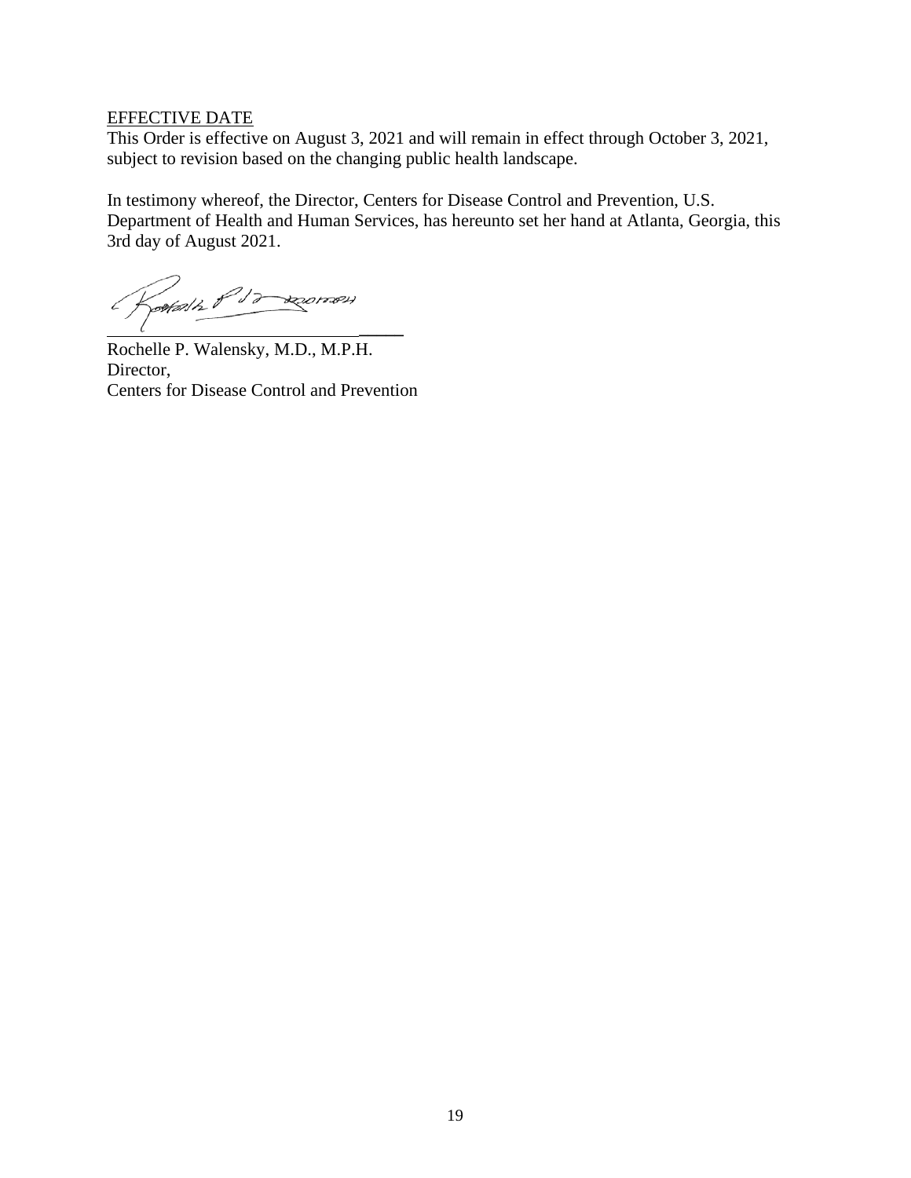EFFECTIVE DATE

This Order is effective on August 3, 2021 and will remain in effect through October 3, 2021, subject to revision based on the changing public health landscape.

In testimony whereof, the Director, Centers for Disease Control and Prevention, U.S. Department of Health and Human Services, has hereunto set her hand at Atlanta, Georgia, this 3rd day of August 2021.

Rochelle P. Walensky, M.D., M.P.H.
Director,
Centers for Disease Control and Prevention